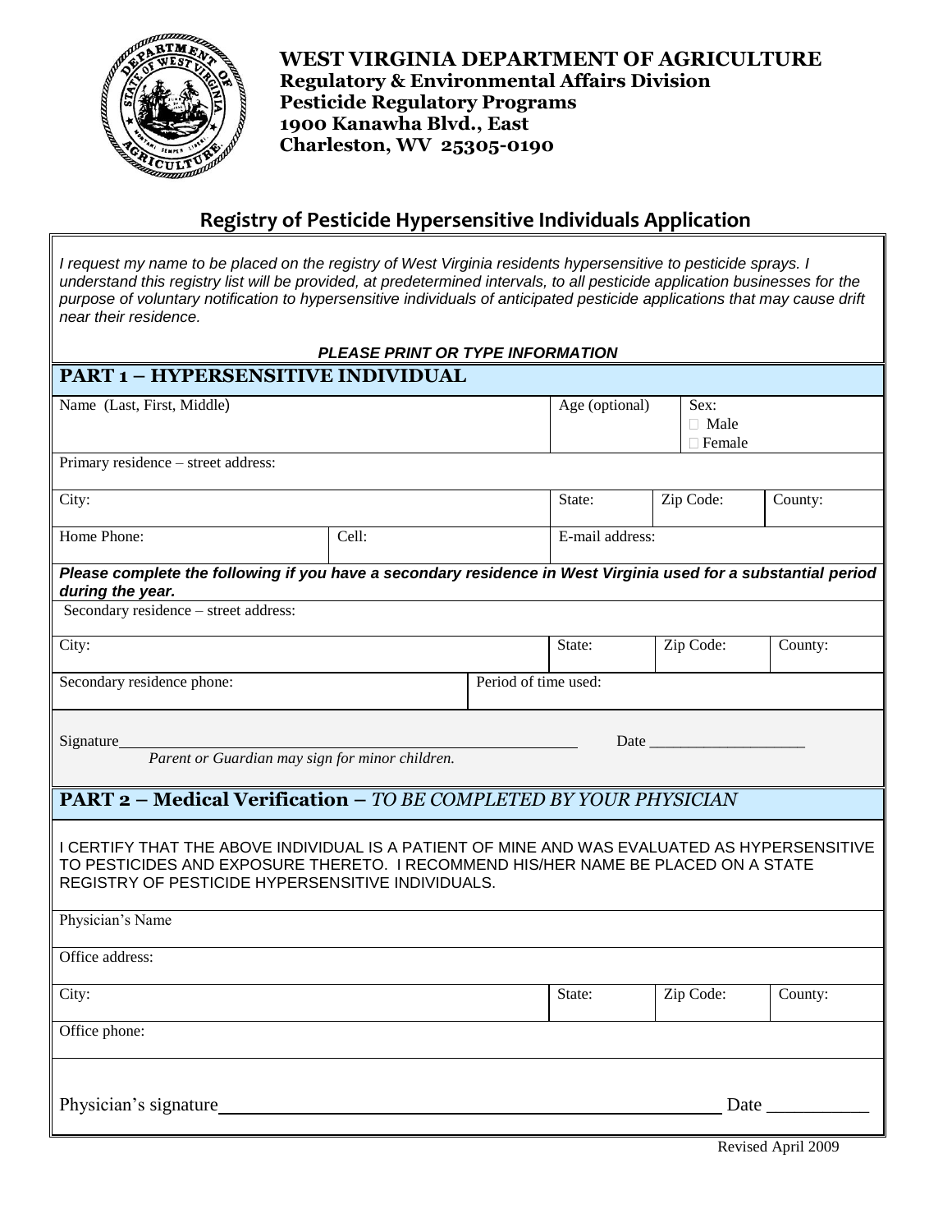**WEST VIRGINIA DEPARTMENT OF AGRICULTURE**
**Regulatory & Environmental Affairs Division**
**Pesticide Regulatory Programs**
**1900 Kanawha Blvd., East**
**Charleston, WV 25305-0190**

## Registry of Pesticide Hypersensitive Individuals Application

*I request my name to be placed on the registry of West Virginia residents hypersensitive to pesticide sprays. I understand this registry list will be provided, at predetermined intervals, to all pesticide application businesses for the purpose of voluntary notification to hypersensitive individuals of anticipated pesticide applications that may cause drift near their residence.*

***PLEASE PRINT OR TYPE INFORMATION***

### PART 1 – HYPERSENSITIVE INDIVIDUAL

| Name (Last, First, Middle) | | Age (optional) | Sex: ☐ Male ☐ Female | |
|---|---|---|---|---|
| Primary residence – street address: | | | | |
| City: | | State: | Zip Code: | County: |
| Home Phone: | Cell: | E-mail address: | | |

***Please complete the following if you have a secondary residence in West Virginia used for a substantial period during the year.***

| Secondary residence – street address: | | | | |
|---|---|---|---|---|
| City: | | State: | Zip Code: | County: |
| Secondary residence phone: | Period of time used: | | | |

Signature________________________________________ Date ____________________

*Parent or Guardian may sign for minor children.*

### PART 2 – Medical Verification – *TO BE COMPLETED BY YOUR PHYSICIAN*

I CERTIFY THAT THE ABOVE INDIVIDUAL IS A PATIENT OF MINE AND WAS EVALUATED AS HYPERSENSITIVE TO PESTICIDES AND EXPOSURE THERETO. I RECOMMEND HIS/HER NAME BE PLACED ON A STATE REGISTRY OF PESTICIDE HYPERSENSITIVE INDIVIDUALS.

| Physician's Name | | | |
|---|---|---|---|
| Office address: | | | |
| City: | State: | Zip Code: | County: |
| Office phone: | | | |

Physician's signature________________________________________ Date ___________

Revised April 2009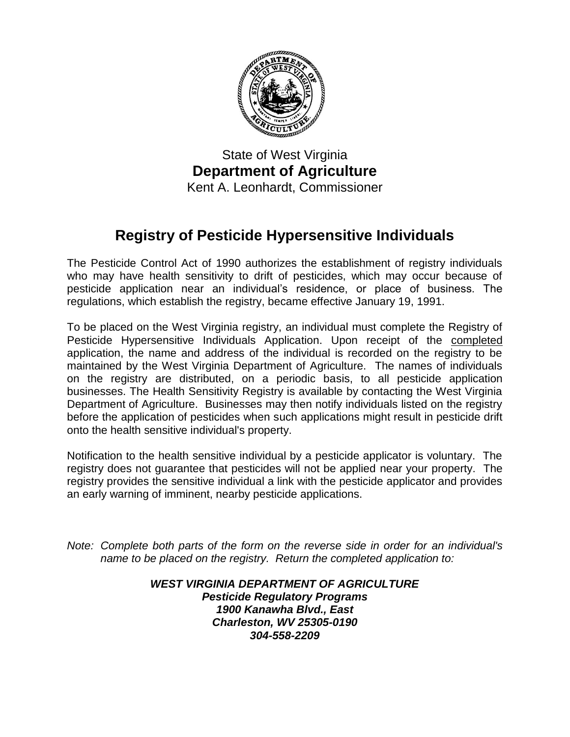State of West Virginia
**Department of Agriculture**
Kent A. Leonhardt, Commissioner

# Registry of Pesticide Hypersensitive Individuals

The Pesticide Control Act of 1990 authorizes the establishment of registry individuals who may have health sensitivity to drift of pesticides, which may occur because of pesticide application near an individual's residence, or place of business. The regulations, which establish the registry, became effective January 19, 1991.

To be placed on the West Virginia registry, an individual must complete the Registry of Pesticide Hypersensitive Individuals Application. Upon receipt of the completed application, the name and address of the individual is recorded on the registry to be maintained by the West Virginia Department of Agriculture. The names of individuals on the registry are distributed, on a periodic basis, to all pesticide application businesses. The Health Sensitivity Registry is available by contacting the West Virginia Department of Agriculture. Businesses may then notify individuals listed on the registry before the application of pesticides when such applications might result in pesticide drift onto the health sensitive individual's property.

Notification to the health sensitive individual by a pesticide applicator is voluntary. The registry does not guarantee that pesticides will not be applied near your property. The registry provides the sensitive individual a link with the pesticide applicator and provides an early warning of imminent, nearby pesticide applications.

*Note: Complete both parts of the form on the reverse side in order for an individual's name to be placed on the registry. Return the completed application to:*

***WEST VIRGINIA DEPARTMENT OF AGRICULTURE***
***Pesticide Regulatory Programs***
***1900 Kanawha Blvd., East***
***Charleston, WV 25305-0190***
***304-558-2209***